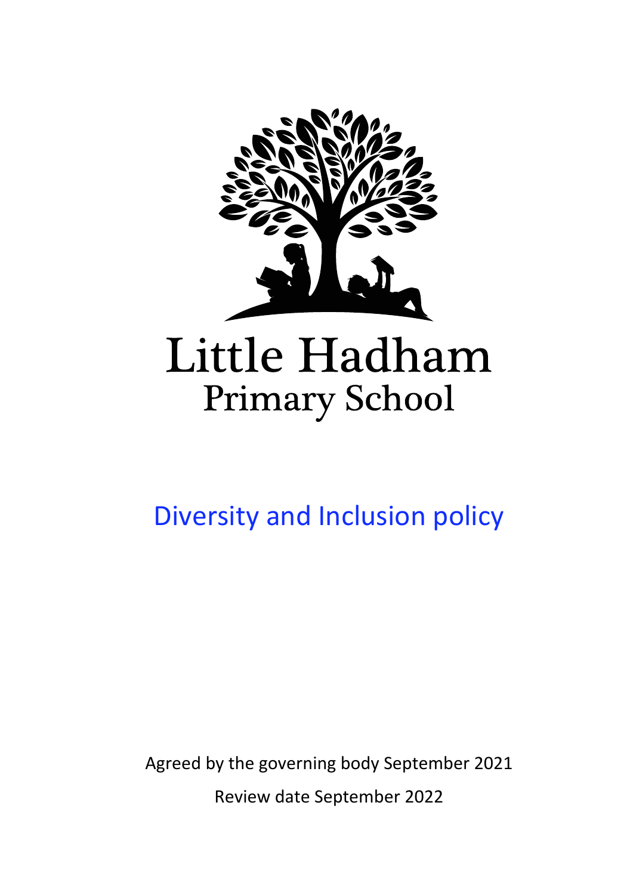# Little Hadham
## Primary School

# Diversity and Inclusion policy

Agreed by the governing body September 2021

Review date September 2022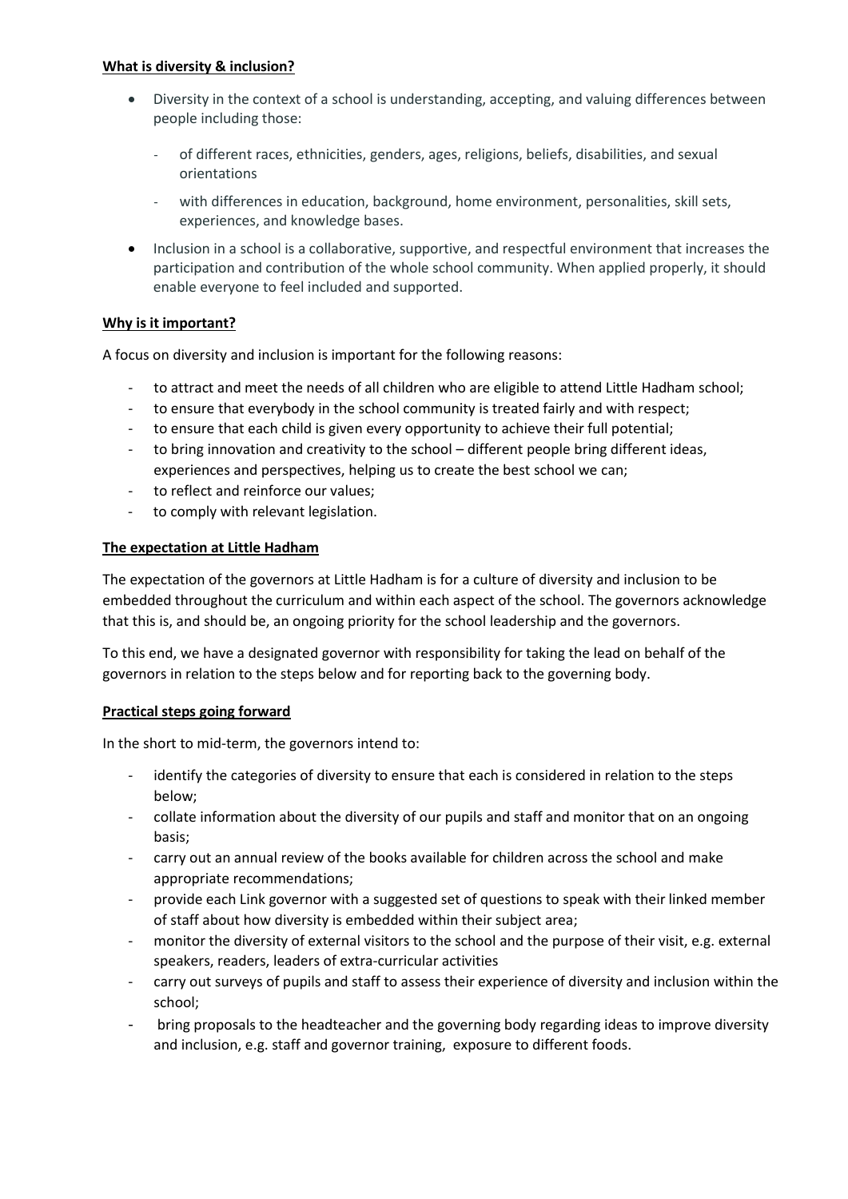**What is diversity & inclusion?**

- Diversity in the context of a school is understanding, accepting, and valuing differences between people including those:
  - of different races, ethnicities, genders, ages, religions, beliefs, disabilities, and sexual orientations
  - with differences in education, background, home environment, personalities, skill sets, experiences, and knowledge bases.
- Inclusion in a school is a collaborative, supportive, and respectful environment that increases the participation and contribution of the whole school community. When applied properly, it should enable everyone to feel included and supported.

**Why is it important?**

A focus on diversity and inclusion is important for the following reasons:

- to attract and meet the needs of all children who are eligible to attend Little Hadham school;
- to ensure that everybody in the school community is treated fairly and with respect;
- to ensure that each child is given every opportunity to achieve their full potential;
- to bring innovation and creativity to the school – different people bring different ideas, experiences and perspectives, helping us to create the best school we can;
- to reflect and reinforce our values;
- to comply with relevant legislation.

**The expectation at Little Hadham**

The expectation of the governors at Little Hadham is for a culture of diversity and inclusion to be embedded throughout the curriculum and within each aspect of the school. The governors acknowledge that this is, and should be, an ongoing priority for the school leadership and the governors.

To this end, we have a designated governor with responsibility for taking the lead on behalf of the governors in relation to the steps below and for reporting back to the governing body.

**Practical steps going forward**

In the short to mid-term, the governors intend to:

- identify the categories of diversity to ensure that each is considered in relation to the steps below;
- collate information about the diversity of our pupils and staff and monitor that on an ongoing basis;
- carry out an annual review of the books available for children across the school and make appropriate recommendations;
- provide each Link governor with a suggested set of questions to speak with their linked member of staff about how diversity is embedded within their subject area;
- monitor the diversity of external visitors to the school and the purpose of their visit, e.g. external speakers, readers, leaders of extra-curricular activities
- carry out surveys of pupils and staff to assess their experience of diversity and inclusion within the school;
- bring proposals to the headteacher and the governing body regarding ideas to improve diversity and inclusion, e.g. staff and governor training, exposure to different foods.